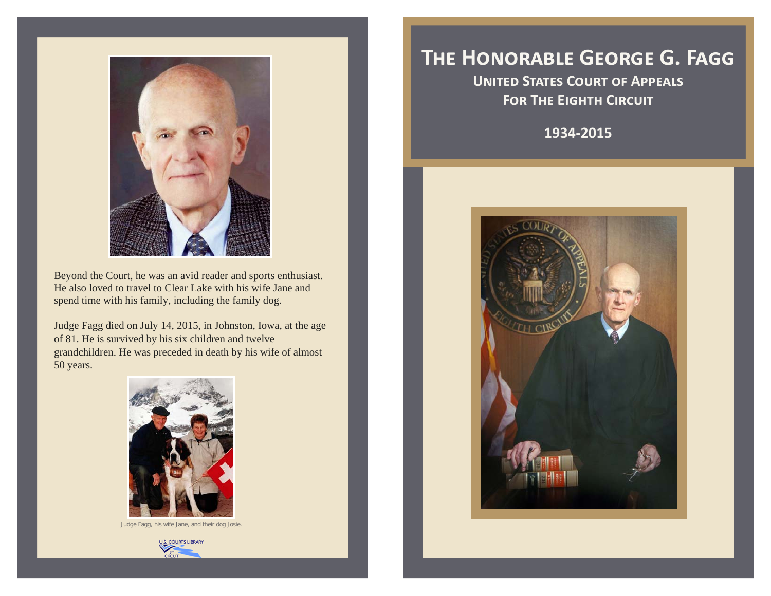Beyond the Court, he was an avid reader and sports enthusiast. He also loved to travel to Clear Lake with his wife Jane and spend time with his family, including the family dog.

Judge Fagg died on July 14, 2015, in Johnston, Iowa, at the age of 81. He is survived by his six children and twelve grandchildren. He was preceded in death by his wife of almost 50 years.

Judge Fagg, his wife Jane, and their dog Josie.

U.S. COURTS LIBRARY 8th CIRCUIT

# The Honorable George G. Fagg

## United States Court of Appeals For The Eighth Circuit

**1934-2015**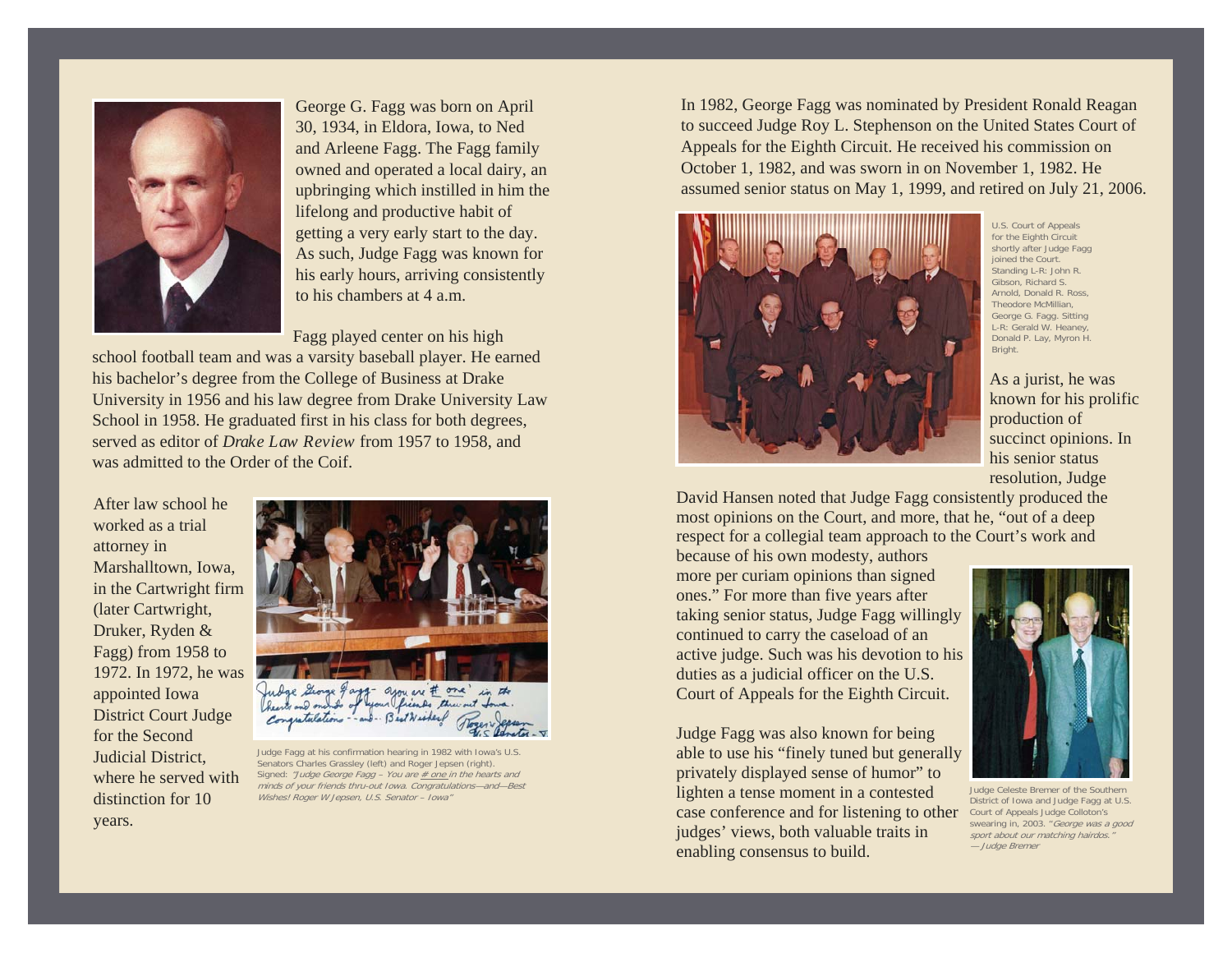George G. Fagg was born on April 30, 1934, in Eldora, Iowa, to Ned and Arleene Fagg. The Fagg family owned and operated a local dairy, an upbringing which instilled in him the lifelong and productive habit of getting a very early start to the day. As such, Judge Fagg was known for his early hours, arriving consistently to his chambers at 4 a.m.

Fagg played center on his high school football team and was a varsity baseball player. He earned his bachelor's degree from the College of Business at Drake University in 1956 and his law degree from Drake University Law School in 1958. He graduated first in his class for both degrees, served as editor of *Drake Law Review* from 1957 to 1958, and was admitted to the Order of the Coif.

After law school he worked as a trial attorney in Marshalltown, Iowa, in the Cartwright firm (later Cartwright, Druker, Ryden & Fagg) from 1958 to 1972. In 1972, he was appointed Iowa District Court Judge for the Second Judicial District, where he served with distinction for 10 years.

Judge George Fagg - You are # one in the hearts and minds of your friends thru-out Iowa. Congratulations - - and - - Best Wishes! Roger W Jepsen U.S. Senator - Iowa

Judge Fagg at his confirmation hearing in 1982 with Iowa's U.S. Senators Charles Grassley (left) and Roger Jepsen (right). Signed: *"Judge George Fagg – You are # one in the hearts and minds of your friends thru-out Iowa. Congratulations—and—Best Wishes! Roger W Jepsen, U.S. Senator – Iowa"*

In 1982, George Fagg was nominated by President Ronald Reagan to succeed Judge Roy L. Stephenson on the United States Court of Appeals for the Eighth Circuit. He received his commission on October 1, 1982, and was sworn in on November 1, 1982. He assumed senior status on May 1, 1999, and retired on July 21, 2006.

U.S. Court of Appeals for the Eighth Circuit shortly after Judge Fagg joined the Court. Standing L-R: John R. Gibson, Richard S. Arnold, Donald R. Ross, Theodore McMillian, George G. Fagg. Sitting L-R: Gerald W. Heaney, Donald P. Lay, Myron H. Bright.

As a jurist, he was known for his prolific production of succinct opinions. In his senior status resolution, Judge David Hansen noted that Judge Fagg consistently produced the most opinions on the Court, and more, that he, "out of a deep respect for a collegial team approach to the Court's work and because of his own modesty, authors more per curiam opinions than signed ones." For more than five years after taking senior status, Judge Fagg willingly continued to carry the caseload of an active judge. Such was his devotion to his duties as a judicial officer on the U.S. Court of Appeals for the Eighth Circuit.

Judge Fagg was also known for being able to use his "finely tuned but generally privately displayed sense of humor" to lighten a tense moment in a contested case conference and for listening to other judges' views, both valuable traits in enabling consensus to build.

Judge Celeste Bremer of the Southern District of Iowa and Judge Fagg at U.S. Court of Appeals Judge Colloton's swearing in, 2003. *"George was a good sport about our matching hairdos." — Judge Bremer*